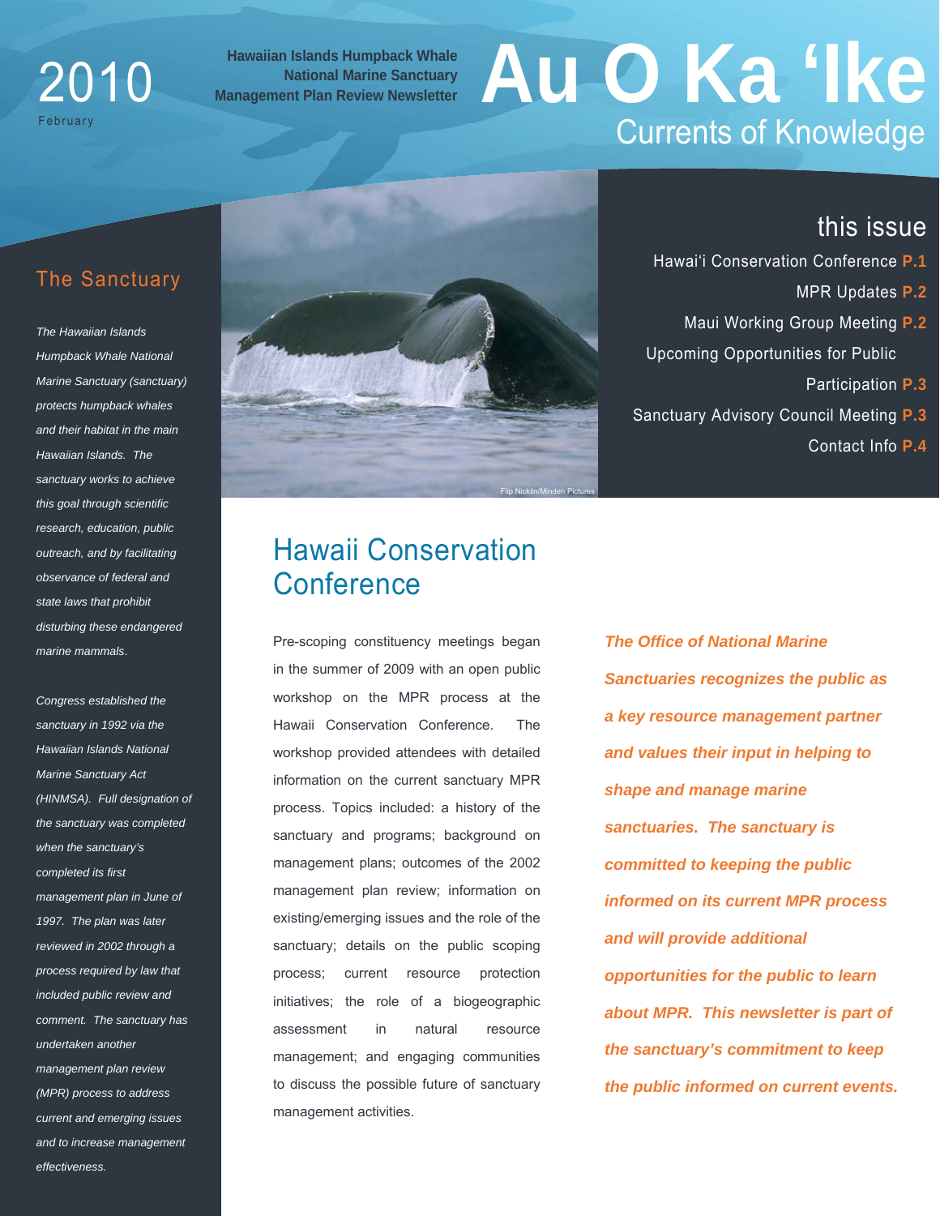2010
February

**Hawaiian Islands Humpback Whale National Marine Sanctuary Management Plan Review Newsletter**

# Au O Ka ʻIke

## Currents of Knowledge

## this issue

Hawaiʻi Conservation Conference **P.1**
MPR Updates **P.2**
Maui Working Group Meeting **P.2**
Upcoming Opportunities for Public Participation **P.3**
Sanctuary Advisory Council Meeting **P.3**
Contact Info **P.4**

## The Sanctuary

*The Hawaiian Islands Humpback Whale National Marine Sanctuary (sanctuary) protects humpback whales and their habitat in the main Hawaiian Islands. The sanctuary works to achieve this goal through scientific research, education, public outreach, and by facilitating observance of federal and state laws that prohibit disturbing these endangered marine mammals.*

*Congress established the sanctuary in 1992 via the Hawaiian Islands National Marine Sanctuary Act (HINMSA). Full designation of the sanctuary was completed when the sanctuary's completed its first management plan in June of 1997. The plan was later reviewed in 2002 through a process required by law that included public review and comment. The sanctuary has undertaken another management plan review (MPR) process to address current and emerging issues and to increase management effectiveness.*

Flip Nicklin/Minden Pictures

## Hawaii Conservation Conference

Pre-scoping constituency meetings began in the summer of 2009 with an open public workshop on the MPR process at the Hawaii Conservation Conference. The workshop provided attendees with detailed information on the current sanctuary MPR process. Topics included: a history of the sanctuary and programs; background on management plans; outcomes of the 2002 management plan review; information on existing/emerging issues and the role of the sanctuary; details on the public scoping process; current resource protection initiatives; the role of a biogeographic assessment in natural resource management; and engaging communities to discuss the possible future of sanctuary management activities.

***The Office of National Marine Sanctuaries recognizes the public as a key resource management partner and values their input in helping to shape and manage marine sanctuaries. The sanctuary is committed to keeping the public informed on its current MPR process and will provide additional opportunities for the public to learn about MPR. This newsletter is part of the sanctuary's commitment to keep the public informed on current events.***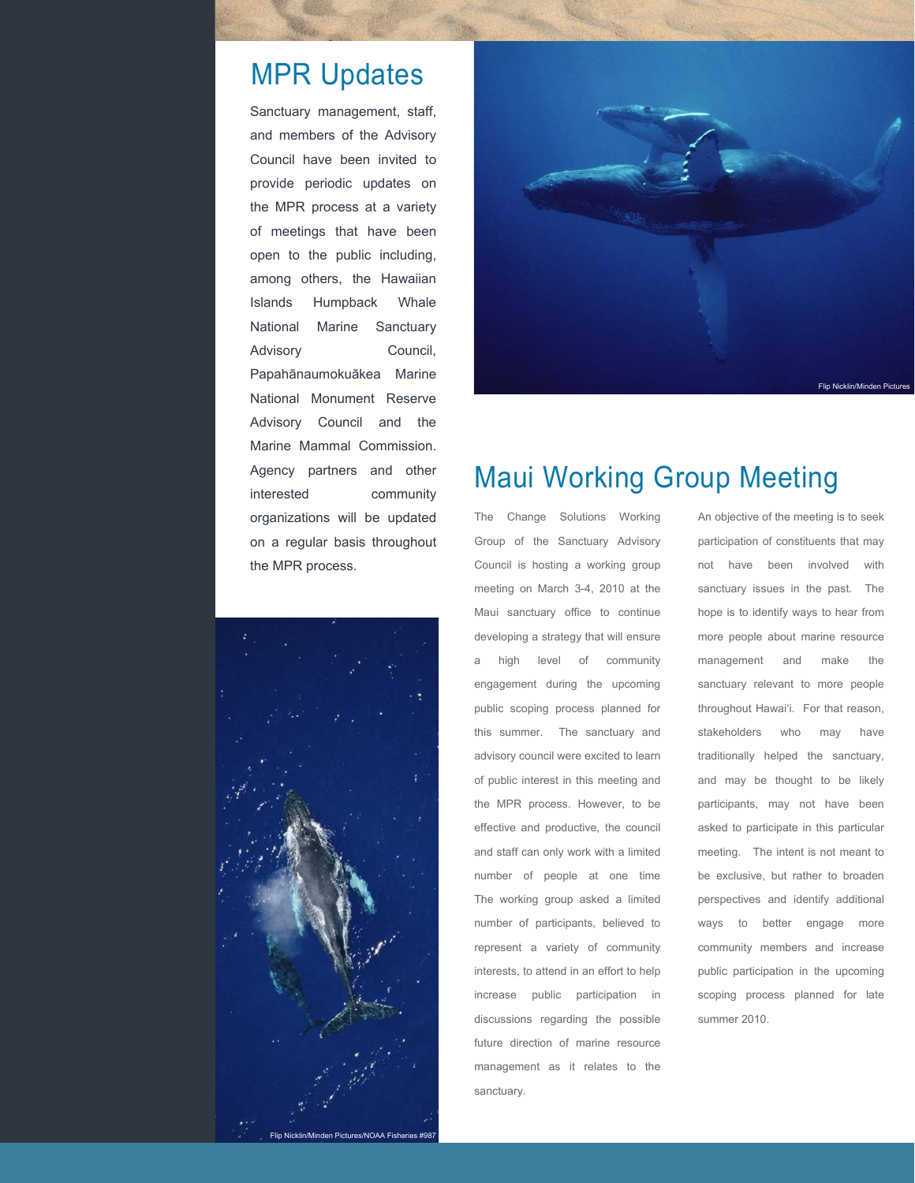## MPR Updates

Sanctuary management, staff, and members of the Advisory Council have been invited to provide periodic updates on the MPR process at a variety of meetings that have been open to the public including, among others, the Hawaiian Islands Humpback Whale National Marine Sanctuary Advisory Council, Papahānaumokuākea Marine National Monument Reserve Advisory Council and the Marine Mammal Commission. Agency partners and other interested community organizations will be updated on a regular basis throughout the MPR process.

Flip Nicklin/Minden Pictures

Flip Nicklin/Minden Pictures/NOAA Fisheries #987

## Maui Working Group Meeting

The Change Solutions Working Group of the Sanctuary Advisory Council is hosting a working group meeting on March 3-4, 2010 at the Maui sanctuary office to continue developing a strategy that will ensure a high level of community engagement during the upcoming public scoping process planned for this summer. The sanctuary and advisory council were excited to learn of public interest in this meeting and the MPR process. However, to be effective and productive, the council and staff can only work with a limited number of people at one time The working group asked a limited number of participants, believed to represent a variety of community interests, to attend in an effort to help increase public participation in discussions regarding the possible future direction of marine resource management as it relates to the sanctuary.

An objective of the meeting is to seek participation of constituents that may not have been involved with sanctuary issues in the past. The hope is to identify ways to hear from more people about marine resource management and make the sanctuary relevant to more people throughout Hawai'i. For that reason, stakeholders who may have traditionally helped the sanctuary, and may be thought to be likely participants, may not have been asked to participate in this particular meeting. The intent is not meant to be exclusive, but rather to broaden perspectives and identify additional ways to better engage more community members and increase public participation in the upcoming scoping process planned for late summer 2010.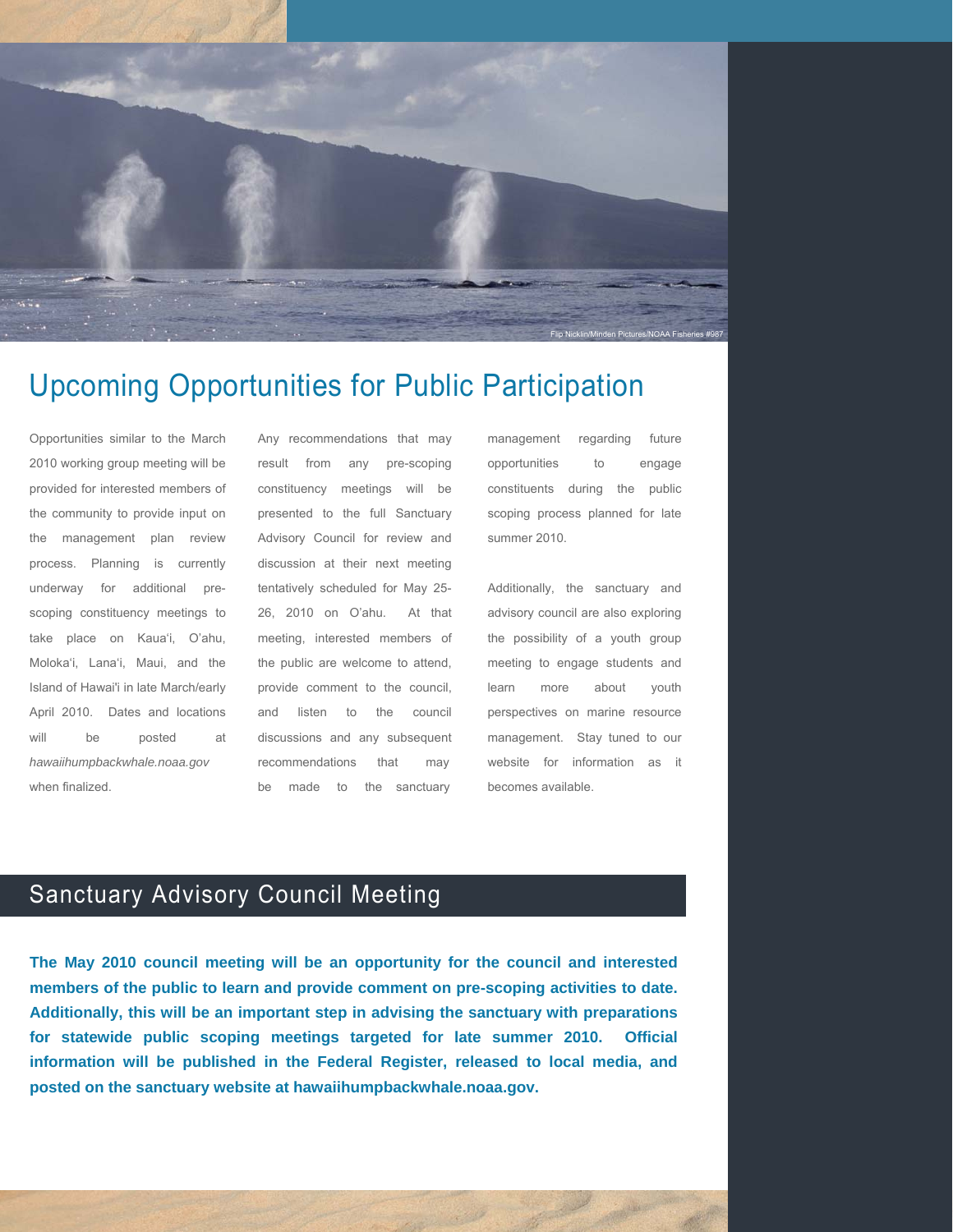Flip Nicklin/Minden Pictures/NOAA Fisheries #987

# Upcoming Opportunities for Public Participation

Opportunities similar to the March 2010 working group meeting will be provided for interested members of the community to provide input on the management plan review process. Planning is currently underway for additional pre-scoping constituency meetings to take place on Kaua'i, O'ahu, Moloka'i, Lana'i, Maui, and the Island of Hawai'i in late March/early April 2010. Dates and locations will be posted at *hawaiihumpbackwhale.noaa.gov* when finalized.

Any recommendations that may result from any pre-scoping constituency meetings will be presented to the full Sanctuary Advisory Council for review and discussion at their next meeting tentatively scheduled for May 25-26, 2010 on O'ahu. At that meeting, interested members of the public are welcome to attend, provide comment to the council, and listen to the council discussions and any subsequent recommendations that may be made to the sanctuary management regarding future opportunities to engage constituents during the public scoping process planned for late summer 2010.

Additionally, the sanctuary and advisory council are also exploring the possibility of a youth group meeting to engage students and learn more about youth perspectives on marine resource management. Stay tuned to our website for information as it becomes available.

## Sanctuary Advisory Council Meeting

**The May 2010 council meeting will be an opportunity for the council and interested members of the public to learn and provide comment on pre-scoping activities to date. Additionally, this will be an important step in advising the sanctuary with preparations for statewide public scoping meetings targeted for late summer 2010. Official information will be published in the Federal Register, released to local media, and posted on the sanctuary website at hawaiihumpbackwhale.noaa.gov.**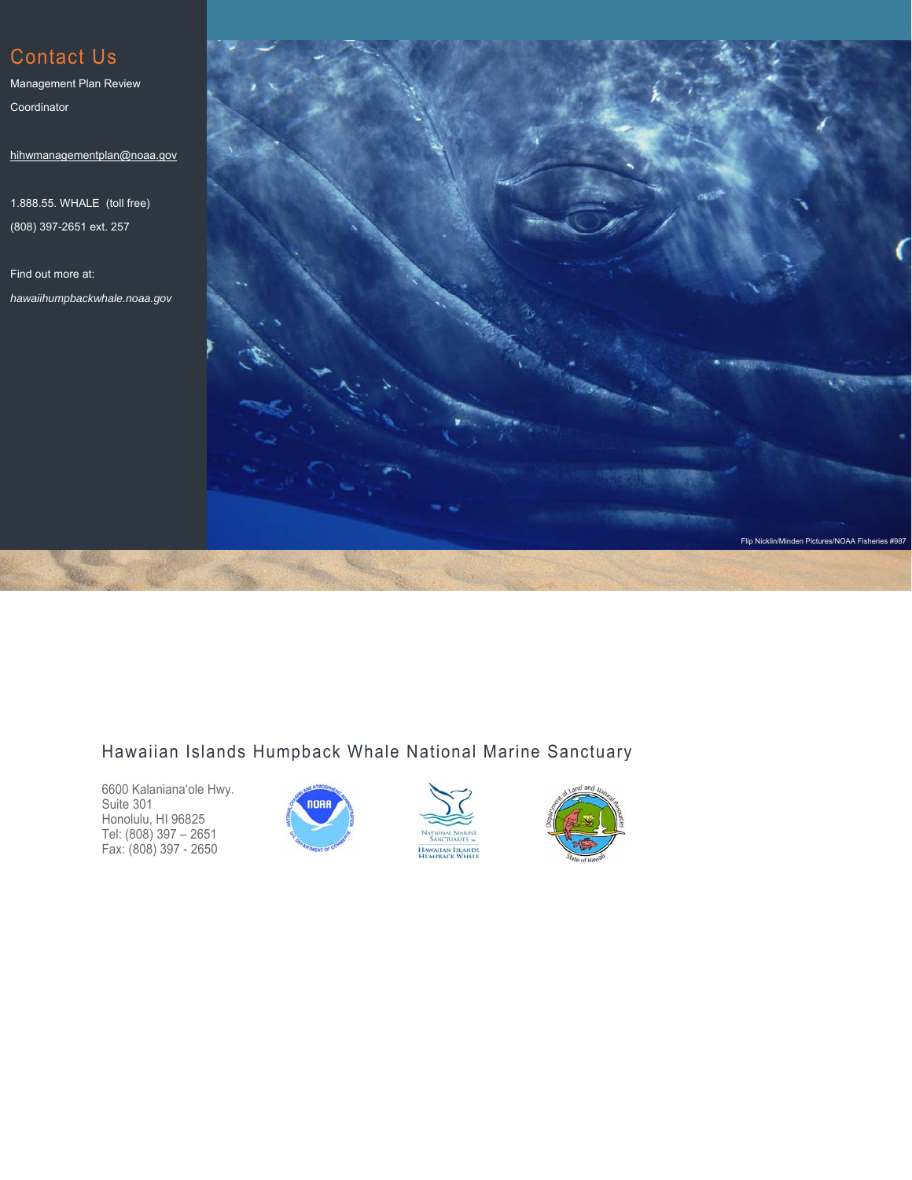## Contact Us

Management Plan Review Coordinator

hihwmanagementplan@noaa.gov

1.888.55. WHALE (toll free)
(808) 397-2651 ext. 257

Find out more at:
*hawaiihumpbackwhale.noaa.gov*

Flip Nicklin/Minden Pictures/NOAA Fisheries #987

## Hawaiian Islands Humpback Whale National Marine Sanctuary

6600 Kalanianaʻole Hwy.
Suite 301
Honolulu, HI 96825
Tel: (808) 397 – 2651
Fax: (808) 397 - 2650